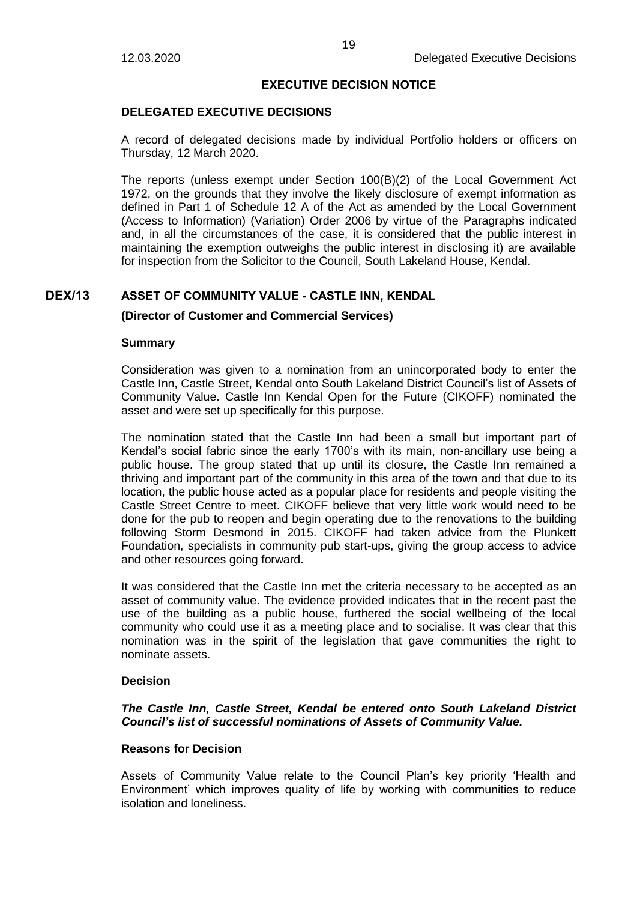## EXECUTIVE DECISION NOTICE

### DELEGATED EXECUTIVE DECISIONS

A record of delegated decisions made by individual Portfolio holders or officers on Thursday, 12 March 2020.

The reports (unless exempt under Section 100(B)(2) of the Local Government Act 1972, on the grounds that they involve the likely disclosure of exempt information as defined in Part 1 of Schedule 12 A of the Act as amended by the Local Government (Access to Information) (Variation) Order 2006 by virtue of the Paragraphs indicated and, in all the circumstances of the case, it is considered that the public interest in maintaining the exemption outweighs the public interest in disclosing it) are available for inspection from the Solicitor to the Council, South Lakeland House, Kendal.

## DEX/13 ASSET OF COMMUNITY VALUE - CASTLE INN, KENDAL

**(Director of Customer and Commercial Services)**

**Summary**

Consideration was given to a nomination from an unincorporated body to enter the Castle Inn, Castle Street, Kendal onto South Lakeland District Council's list of Assets of Community Value. Castle Inn Kendal Open for the Future (CIKOFF) nominated the asset and were set up specifically for this purpose.

The nomination stated that the Castle Inn had been a small but important part of Kendal's social fabric since the early 1700's with its main, non-ancillary use being a public house. The group stated that up until its closure, the Castle Inn remained a thriving and important part of the community in this area of the town and that due to its location, the public house acted as a popular place for residents and people visiting the Castle Street Centre to meet. CIKOFF believe that very little work would need to be done for the pub to reopen and begin operating due to the renovations to the building following Storm Desmond in 2015. CIKOFF had taken advice from the Plunkett Foundation, specialists in community pub start-ups, giving the group access to advice and other resources going forward.

It was considered that the Castle Inn met the criteria necessary to be accepted as an asset of community value. The evidence provided indicates that in the recent past the use of the building as a public house, furthered the social wellbeing of the local community who could use it as a meeting place and to socialise. It was clear that this nomination was in the spirit of the legislation that gave communities the right to nominate assets.

**Decision**

***The Castle Inn, Castle Street, Kendal be entered onto South Lakeland District Council's list of successful nominations of Assets of Community Value.***

**Reasons for Decision**

Assets of Community Value relate to the Council Plan's key priority 'Health and Environment' which improves quality of life by working with communities to reduce isolation and loneliness.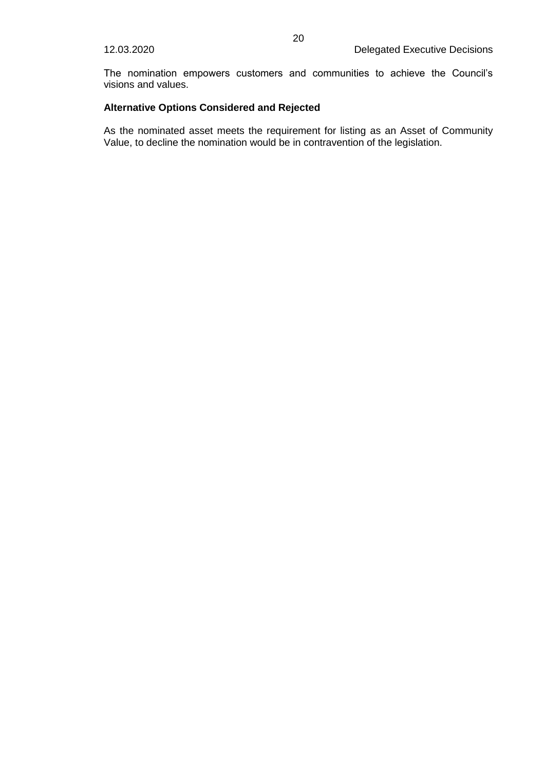The nomination empowers customers and communities to achieve the Council's visions and values.

**Alternative Options Considered and Rejected**

As the nominated asset meets the requirement for listing as an Asset of Community Value, to decline the nomination would be in contravention of the legislation.